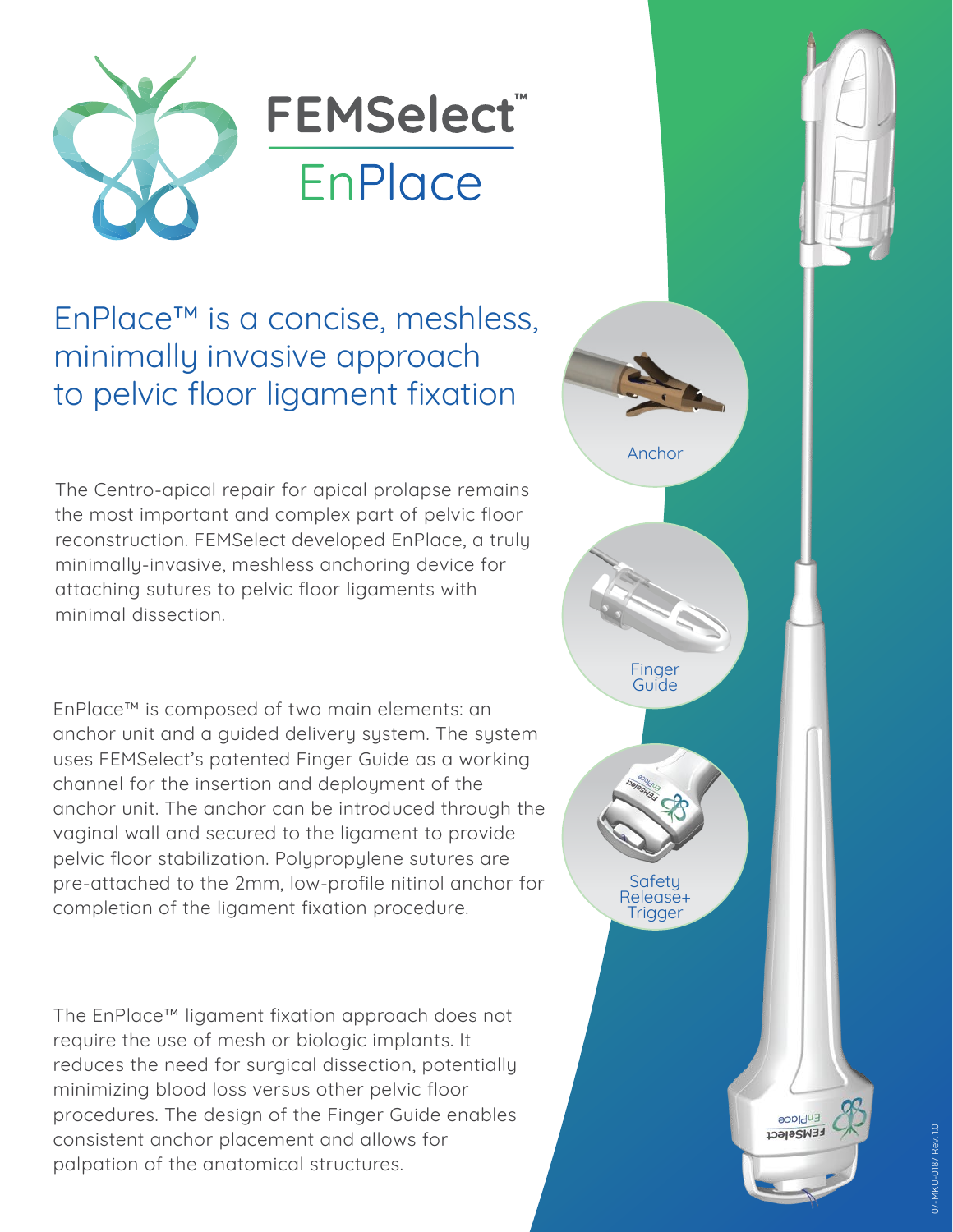# FEMSelect™ EnPlace

## EnPlace™ is a concise, meshless, minimally invasive approach to pelvic floor ligament fixation

The Centro-apical repair for apical prolapse remains the most important and complex part of pelvic floor reconstruction. FEMSelect developed EnPlace, a truly minimally-invasive, meshless anchoring device for attaching sutures to pelvic floor ligaments with minimal dissection.

EnPlace™ is composed of two main elements: an anchor unit and a guided delivery system. The system uses FEMSelect's patented Finger Guide as a working channel for the insertion and deployment of the anchor unit. The anchor can be introduced through the vaginal wall and secured to the ligament to provide pelvic floor stabilization. Polypropylene sutures are pre-attached to the 2mm, low-profile nitinol anchor for completion of the ligament fixation procedure.

The EnPlace™ ligament fixation approach does not require the use of mesh or biologic implants. It reduces the need for surgical dissection, potentially minimizing blood loss versus other pelvic floor procedures. The design of the Finger Guide enables consistent anchor placement and allows for palpation of the anatomical structures.

Anchor

Finger Guide

Safety Release+ Trigger

07-MKU-0187 Rev. 1.0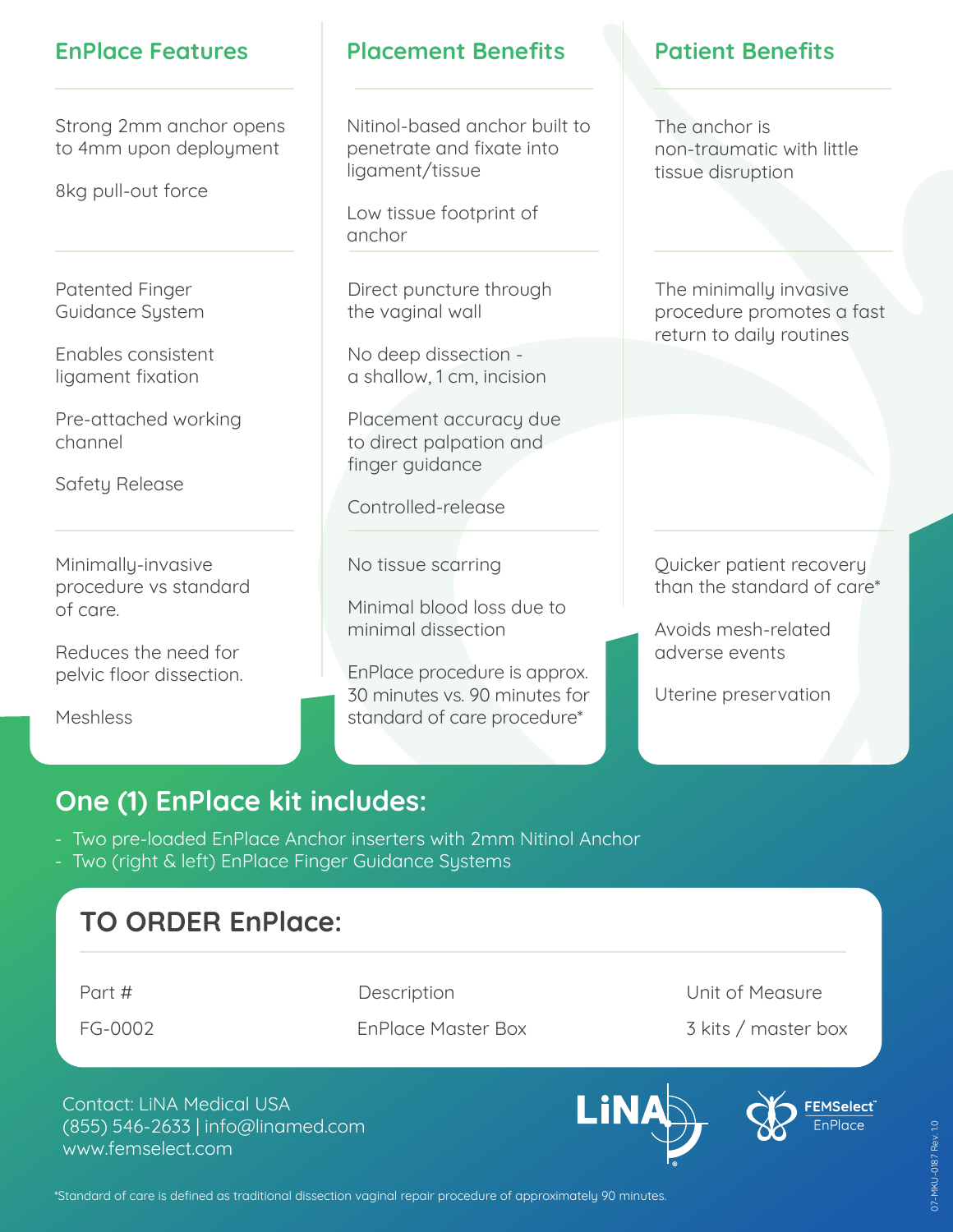| EnPlace Features | Placement Benefits | Patient Benefits |
| --- | --- | --- |
| Strong 2mm anchor opens to 4mm upon deployment<br><br>8kg pull-out force | Nitinol-based anchor built to penetrate and fixate into ligament/tissue<br><br>Low tissue footprint of anchor | The anchor is non-traumatic with little tissue disruption |
| Patented Finger Guidance System<br><br>Enables consistent ligament fixation<br><br>Pre-attached working channel<br><br>Safety Release | Direct puncture through the vaginal wall<br><br>No deep dissection - a shallow, 1 cm, incision<br><br>Placement accuracy due to direct palpation and finger guidance<br><br>Controlled-release | The minimally invasive procedure promotes a fast return to daily routines |
| Minimally-invasive procedure vs standard of care.<br><br>Reduces the need for pelvic floor dissection.<br><br>Meshless | No tissue scarring<br><br>Minimal blood loss due to minimal dissection<br><br>EnPlace procedure is approx. 30 minutes vs. 90 minutes for standard of care procedure* | Quicker patient recovery than the standard of care*<br><br>Avoids mesh-related adverse events<br><br>Uterine preservation |

## One (1) EnPlace kit includes:

- Two pre-loaded EnPlace Anchor inserters with 2mm Nitinol Anchor
- Two (right & left) EnPlace Finger Guidance Systems

## TO ORDER EnPlace:

| Part # | Description | Unit of Measure |
| --- | --- | --- |
| FG-0002 | EnPlace Master Box | 3 kits / master box |

Contact: LiNA Medical USA
(855) 546-2633 | info@linamed.com
www.femselect.com

LiNA

FEMSelect™ EnPlace

*Standard of care is defined as traditional dissection vaginal repair procedure of approximately 90 minutes.

07-MKU-0187 Rev. 1.0